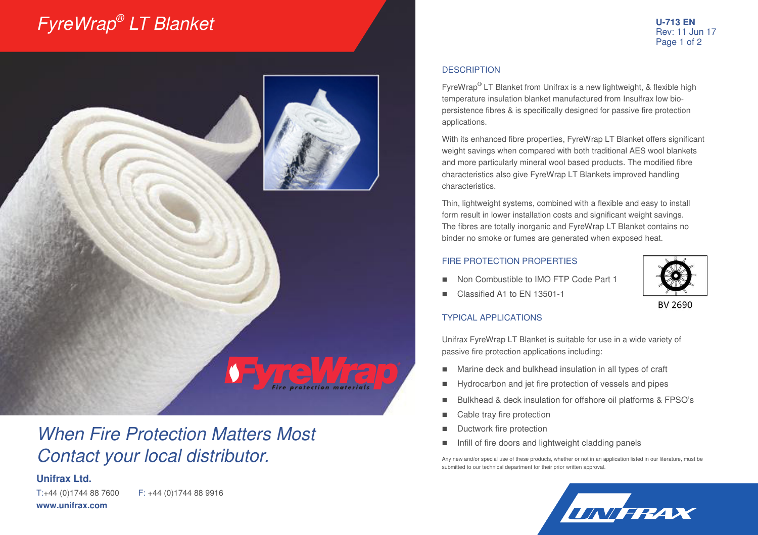# FyreWrap® LT Blanket

U-713 EN
Rev: 11 Jun 17

## DESCRIPTION

FyreWrap® LT Blanket from Unifrax is a new lightweight, & flexible high temperature insulation blanket manufactured from Insulfrax low bio-persistence fibres & is specifically designed for passive fire protection applications.

With its enhanced fibre properties, FyreWrap LT Blanket offers significant weight savings when compared with both traditional AES wool blankets and more particularly mineral wool based products. The modified fibre characteristics also give FyreWrap LT Blankets improved handling characteristics.

Thin, lightweight systems, combined with a flexible and easy to install form result in lower installation costs and significant weight savings. The fibres are totally inorganic and FyreWrap LT Blanket contains no binder no smoke or fumes are generated when exposed heat.

## FIRE PROTECTION PROPERTIES

- Non Combustible to IMO FTP Code Part 1
- Classified A1 to EN 13501-1

BV 2690

## TYPICAL APPLICATIONS

Unifrax FyreWrap LT Blanket is suitable for use in a wide variety of passive fire protection applications including:

- Marine deck and bulkhead insulation in all types of craft
- Hydrocarbon and jet fire protection of vessels and pipes
- Bulkhead & deck insulation for offshore oil platforms & FPSO's
- Cable tray fire protection
- Ductwork fire protection
- Infill of fire doors and lightweight cladding panels

Any new and/or special use of these products, whether or not in an application listed in our literature, must be submitted to our technical department for their prior written approval.

*When Fire Protection Matters Most*
*Contact your local distributor.*

**Unifrax Ltd.**

T:+44 (0)1744 88 7600 F: +44 (0)1744 88 9916

**www.unifrax.com**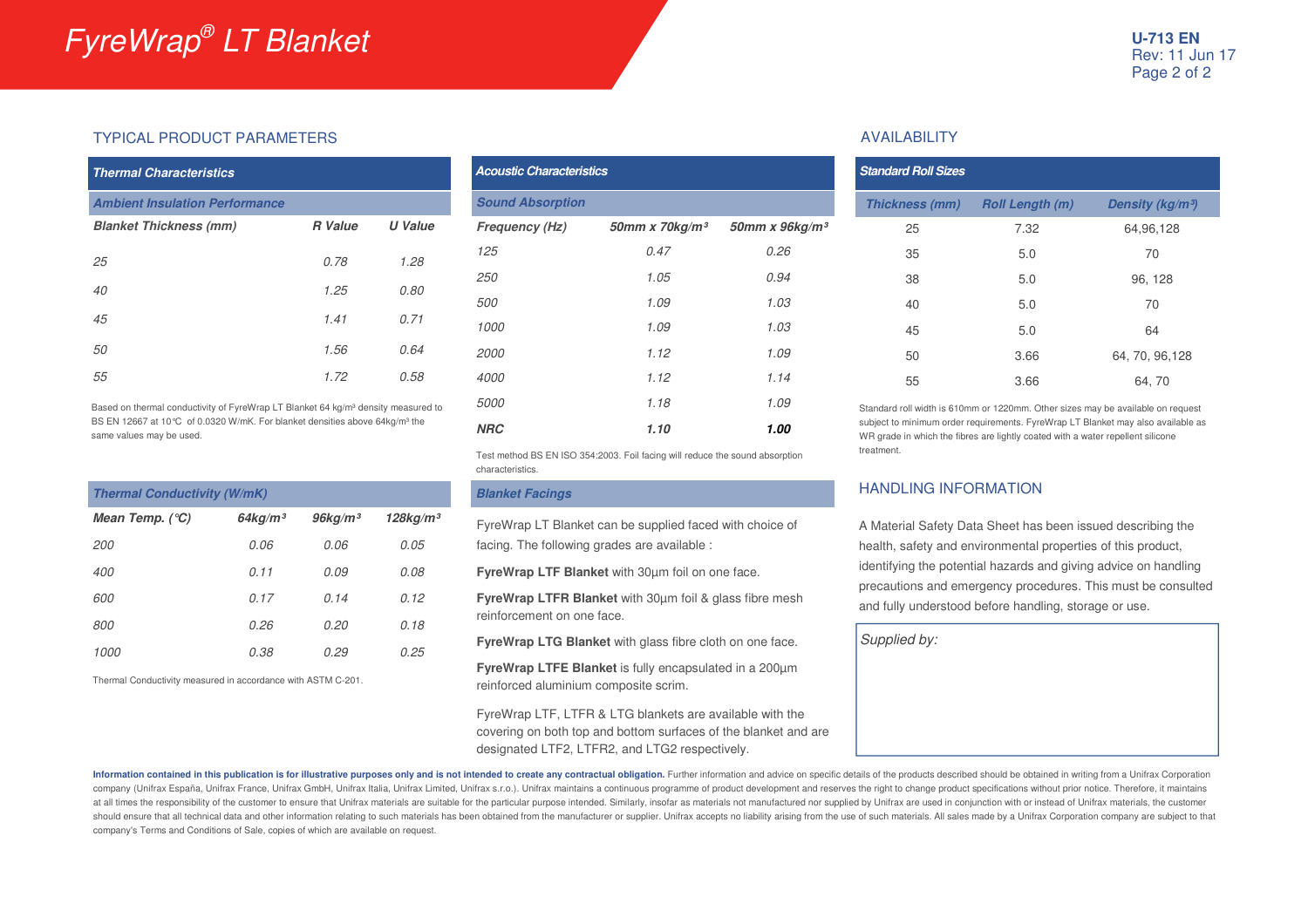# FyreWrap® LT Blanket

## TYPICAL PRODUCT PARAMETERS

### Thermal Characteristics

**Ambient Insulation Performance**

| Blanket Thickness (mm) | R Value | U Value |
|---|---|---|
| 25 | 0.78 | 1.28 |
| 40 | 1.25 | 0.80 |
| 45 | 1.41 | 0.71 |
| 50 | 1.56 | 0.64 |
| 55 | 1.72 | 0.58 |

Based on thermal conductivity of FyreWrap LT Blanket 64 kg/m³ density measured to BS EN 12667 at 10°C of 0.0320 W/mK. For blanket densities above 64kg/m³ the same values may be used.

**Thermal Conductivity (W/mK)**

| Mean Temp. (°C) | 64kg/m³ | 96kg/m³ | 128kg/m³ |
|---|---|---|---|
| 200 | 0.06 | 0.06 | 0.05 |
| 400 | 0.11 | 0.09 | 0.08 |
| 600 | 0.17 | 0.14 | 0.12 |
| 800 | 0.26 | 0.20 | 0.18 |
| 1000 | 0.38 | 0.29 | 0.25 |

Thermal Conductivity measured in accordance with ASTM C-201.

### Acoustic Characteristics

**Sound Absorption**

| Frequency (Hz) | 50mm x 70kg/m³ | 50mm x 96kg/m³ |
|---|---|---|
| 125 | 0.47 | 0.26 |
| 250 | 1.05 | 0.94 |
| 500 | 1.09 | 1.03 |
| 1000 | 1.09 | 1.03 |
| 2000 | 1.12 | 1.09 |
| 4000 | 1.12 | 1.14 |
| 5000 | 1.18 | 1.09 |
| **NRC** | **1.10** | **1.00** |

Test method BS EN ISO 354:2003. Foil facing will reduce the sound absorption characteristics.

### Blanket Facings

FyreWrap LT Blanket can be supplied faced with choice of facing. The following grades are available :

**FyreWrap LTF Blanket** with 30µm foil on one face.

**FyreWrap LTFR Blanket** with 30µm foil & glass fibre mesh reinforcement on one face.

**FyreWrap LTG Blanket** with glass fibre cloth on one face.

**FyreWrap LTFE Blanket** is fully encapsulated in a 200µm reinforced aluminium composite scrim.

FyreWrap LTF, LTFR & LTG blankets are available with the covering on both top and bottom surfaces of the blanket and are designated LTF2, LTFR2, and LTG2 respectively.

## AVAILABILITY

### Standard Roll Sizes

| Thickness (mm) | Roll Length (m) | Density (kg/m³) |
|---|---|---|
| 25 | 7.32 | 64,96,128 |
| 35 | 5.0 | 70 |
| 38 | 5.0 | 96, 128 |
| 40 | 5.0 | 70 |
| 45 | 5.0 | 64 |
| 50 | 3.66 | 64, 70, 96,128 |
| 55 | 3.66 | 64, 70 |

Standard roll width is 610mm or 1220mm. Other sizes may be available on request subject to minimum order requirements. FyreWrap LT Blanket may also available as WR grade in which the fibres are lightly coated with a water repellent silicone treatment.

## HANDLING INFORMATION

A Material Safety Data Sheet has been issued describing the health, safety and environmental properties of this product, identifying the potential hazards and giving advice on handling precautions and emergency procedures. This must be consulted and fully understood before handling, storage or use.

*Supplied by:*

**Information contained in this publication is for illustrative purposes only and is not intended to create any contractual obligation.** Further information and advice on specific details of the products described should be obtained in writing from a Unifrax Corporation company (Unifrax España, Unifrax France, Unifrax GmbH, Unifrax Italia, Unifrax Limited, Unifrax s.r.o.). Unifrax maintains a continuous programme of product development and reserves the right to change product specifications without prior notice. Therefore, it maintains at all times the responsibility of the customer to ensure that Unifrax materials are suitable for the particular purpose intended. Similarly, insofar as materials not manufactured nor supplied by Unifrax are used in conjunction with or instead of Unifrax materials, the customer should ensure that all technical data and other information relating to such materials has been obtained from the manufacturer or supplier. Unifrax accepts no liability arising from the use of such materials. All sales made by a Unifrax Corporation company are subject to that company's Terms and Conditions of Sale, copies of which are available on request.